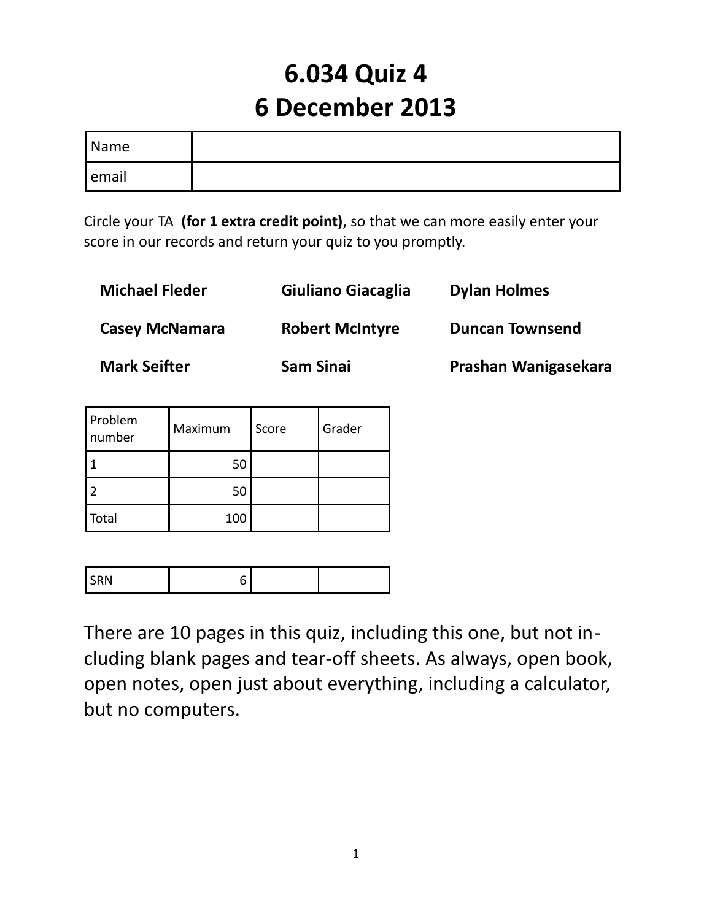# 6.034 Quiz 4
# 6 December 2013

| Name | |
|---|---|
| email | |

Circle your TA **(for 1 extra credit point)**, so that we can more easily enter your score in our records and return your quiz to you promptly.

**Michael Fleder** **Giuliano Giacaglia** **Dylan Holmes**

**Casey McNamara** **Robert McIntyre** **Duncan Townsend**

**Mark Seifter** **Sam Sinai** **Prashan Wanigasekara**

| Problem number | Maximum | Score | Grader |
|---|---|---|---|
| 1 | 50 | | |
| 2 | 50 | | |
| Total | 100 | | |

| SRN | 6 | | |
|---|---|---|---|

There are 10 pages in this quiz, including this one, but not including blank pages and tear-off sheets. As always, open book, open notes, open just about everything, including a calculator, but no computers.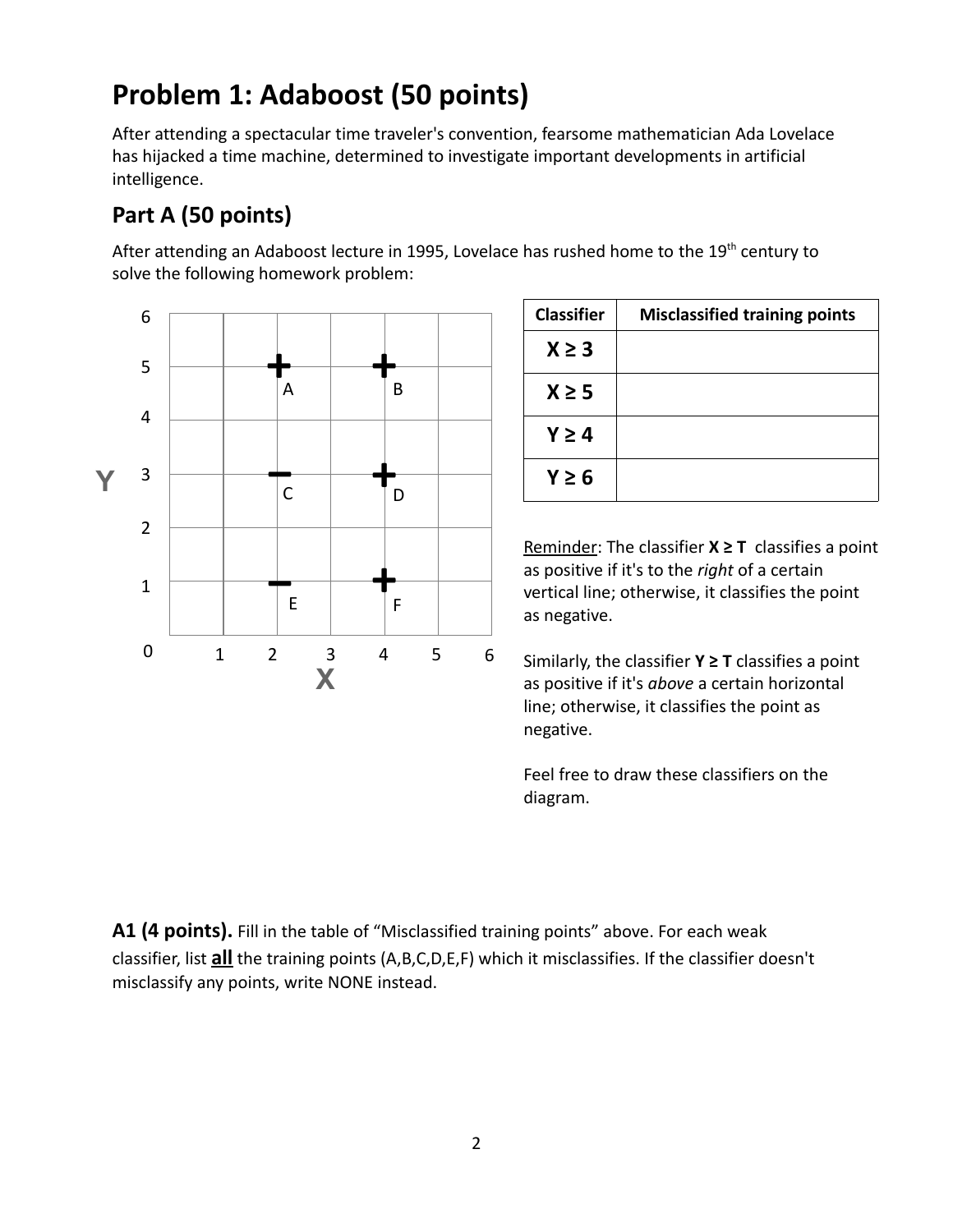# Problem 1: Adaboost (50 points)

After attending a spectacular time traveler's convention, fearsome mathematician Ada Lovelace has hijacked a time machine, determined to investigate important developments in artificial intelligence.

## Part A (50 points)

After attending an Adaboost lecture in 1995, Lovelace has rushed home to the 19[th] century to solve the following homework problem:

| Classifier | Misclassified training points |
| --- | --- |
| **X ≥ 3** | |
| **X ≥ 5** | |
| **Y ≥ 4** | |
| **Y ≥ 6** | |

Reminder: The classifier **X ≥ T** classifies a point as positive if it's to the *right* of a certain vertical line; otherwise, it classifies the point as negative.

Similarly, the classifier **Y ≥ T** classifies a point as positive if it's *above* a certain horizontal line; otherwise, it classifies the point as negative.

Feel free to draw these classifiers on the diagram.

**A1 (4 points).** Fill in the table of "Misclassified training points" above. For each weak classifier, list **all** the training points (A,B,C,D,E,F) which it misclassifies. If the classifier doesn't misclassify any points, write NONE instead.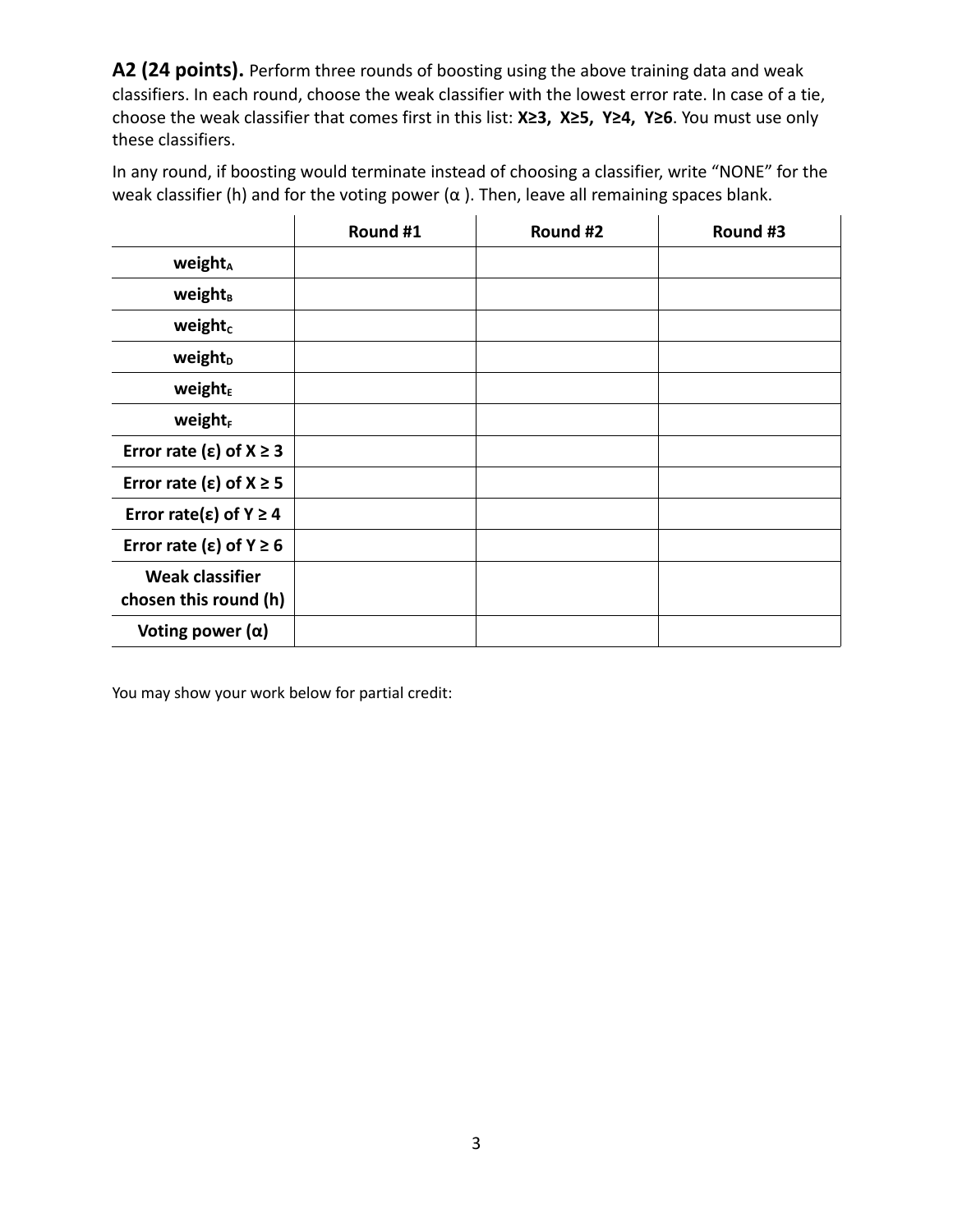**A2 (24 points).** Perform three rounds of boosting using the above training data and weak classifiers. In each round, choose the weak classifier with the lowest error rate. In case of a tie, choose the weak classifier that comes first in this list: **X≥3, X≥5, Y≥4, Y≥6**. You must use only these classifiers.

In any round, if boosting would terminate instead of choosing a classifier, write "NONE" for the weak classifier (h) and for the voting power (α ). Then, leave all remaining spaces blank.

| | Round #1 | Round #2 | Round #3 |
|---|---|---|---|
| **weight$_A$** | | | |
| **weight$_B$** | | | |
| **weight$_C$** | | | |
| **weight$_D$** | | | |
| **weight$_E$** | | | |
| **weight$_F$** | | | |
| **Error rate (ε) of X ≥ 3** | | | |
| **Error rate (ε) of X ≥ 5** | | | |
| **Error rate(ε) of Y ≥ 4** | | | |
| **Error rate (ε) of Y ≥ 6** | | | |
| **Weak classifier chosen this round (h)** | | | |
| **Voting power (α)** | | | |

You may show your work below for partial credit: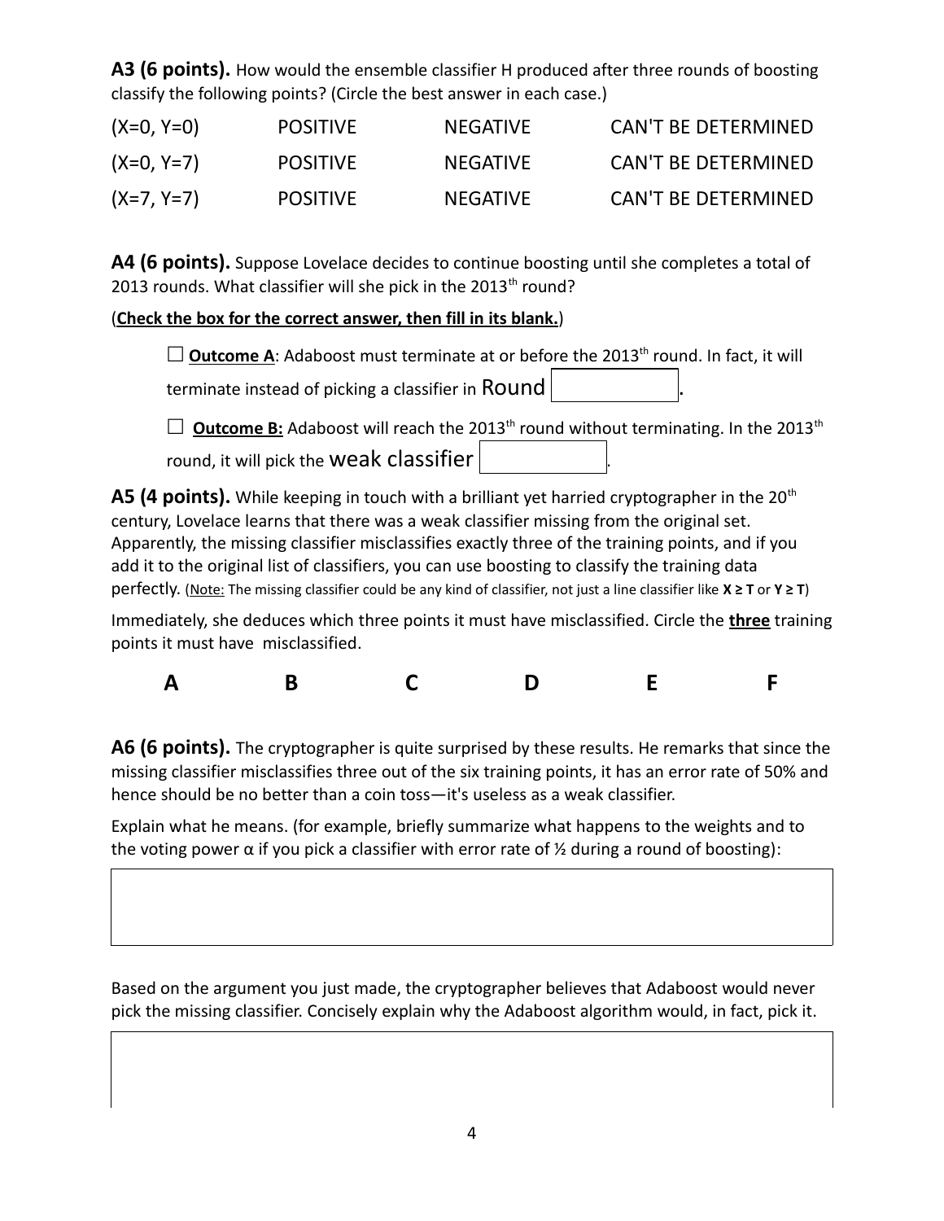**A3 (6 points).** How would the ensemble classifier H produced after three rounds of boosting classify the following points? (Circle the best answer in each case.)

| | | | |
|---|---|---|---|
| (X=0, Y=0) | POSITIVE | NEGATIVE | CAN'T BE DETERMINED |
| (X=0, Y=7) | POSITIVE | NEGATIVE | CAN'T BE DETERMINED |
| (X=7, Y=7) | POSITIVE | NEGATIVE | CAN'T BE DETERMINED |

**A4 (6 points).** Suppose Lovelace decides to continue boosting until she completes a total of 2013 rounds. What classifier will she pick in the 2013th round?

(**Check the box for the correct answer, then fill in its blank.**)

☐ **Outcome A**: Adaboost must terminate at or before the 2013th round. In fact, it will terminate instead of picking a classifier in Round ______.

☐ **Outcome B:** Adaboost will reach the 2013th round without terminating. In the 2013th round, it will pick the weak classifier ______.

**A5 (4 points).** While keeping in touch with a brilliant yet harried cryptographer in the 20th century, Lovelace learns that there was a weak classifier missing from the original set. Apparently, the missing classifier misclassifies exactly three of the training points, and if you add it to the original list of classifiers, you can use boosting to classify the training data perfectly. (Note: The missing classifier could be any kind of classifier, not just a line classifier like **X ≥ T** or **Y ≥ T**)

Immediately, she deduces which three points it must have misclassified. Circle the **three** training points it must have misclassified.

**A** **B** **C** **D** **E** **F**

**A6 (6 points).** The cryptographer is quite surprised by these results. He remarks that since the missing classifier misclassifies three out of the six training points, it has an error rate of 50% and hence should be no better than a coin toss—it's useless as a weak classifier.

Explain what he means. (for example, briefly summarize what happens to the weights and to the voting power α if you pick a classifier with error rate of ½ during a round of boosting):

Based on the argument you just made, the cryptographer believes that Adaboost would never pick the missing classifier. Concisely explain why the Adaboost algorithm would, in fact, pick it.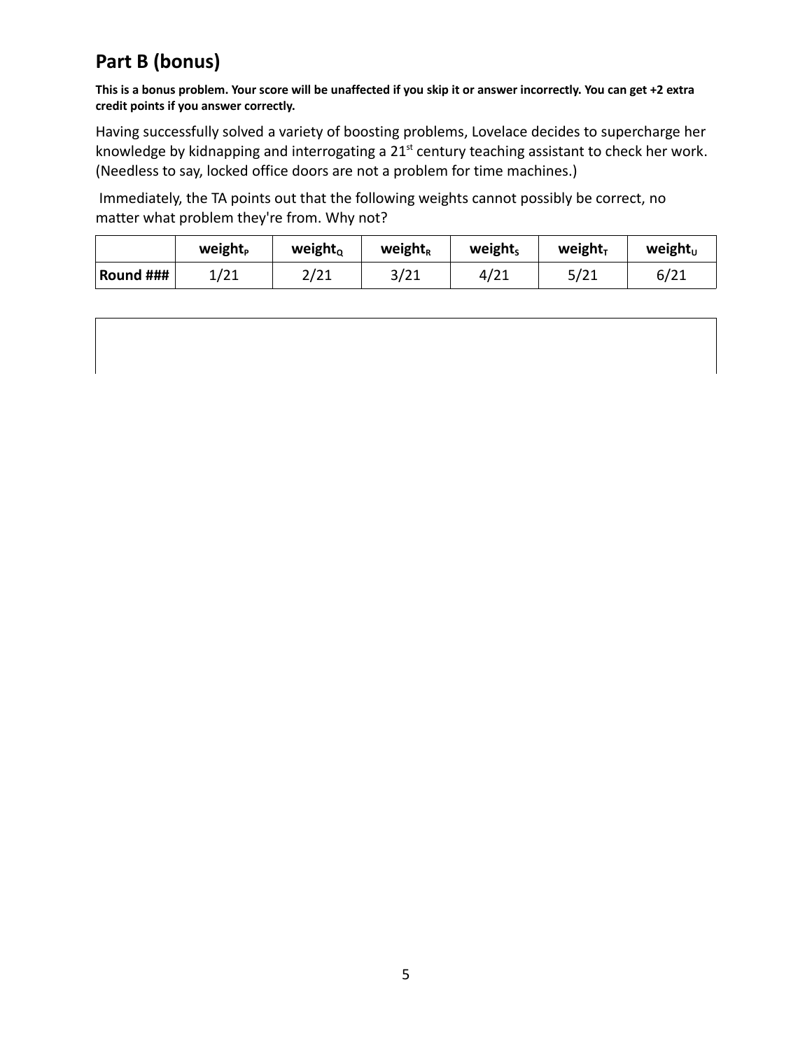## Part B (bonus)

**This is a bonus problem. Your score will be unaffected if you skip it or answer incorrectly. You can get +2 extra credit points if you answer correctly.**

Having successfully solved a variety of boosting problems, Lovelace decides to supercharge her knowledge by kidnapping and interrogating a 21st century teaching assistant to check her work. (Needless to say, locked office doors are not a problem for time machines.)

Immediately, the TA points out that the following weights cannot possibly be correct, no matter what problem they're from. Why not?

| | $weight_P$ | $weight_Q$ | $weight_R$ | $weight_S$ | $weight_T$ | $weight_U$ |
|---|---|---|---|---|---|---|
| **Round ###** | 1/21 | 2/21 | 3/21 | 4/21 | 5/21 | 6/21 |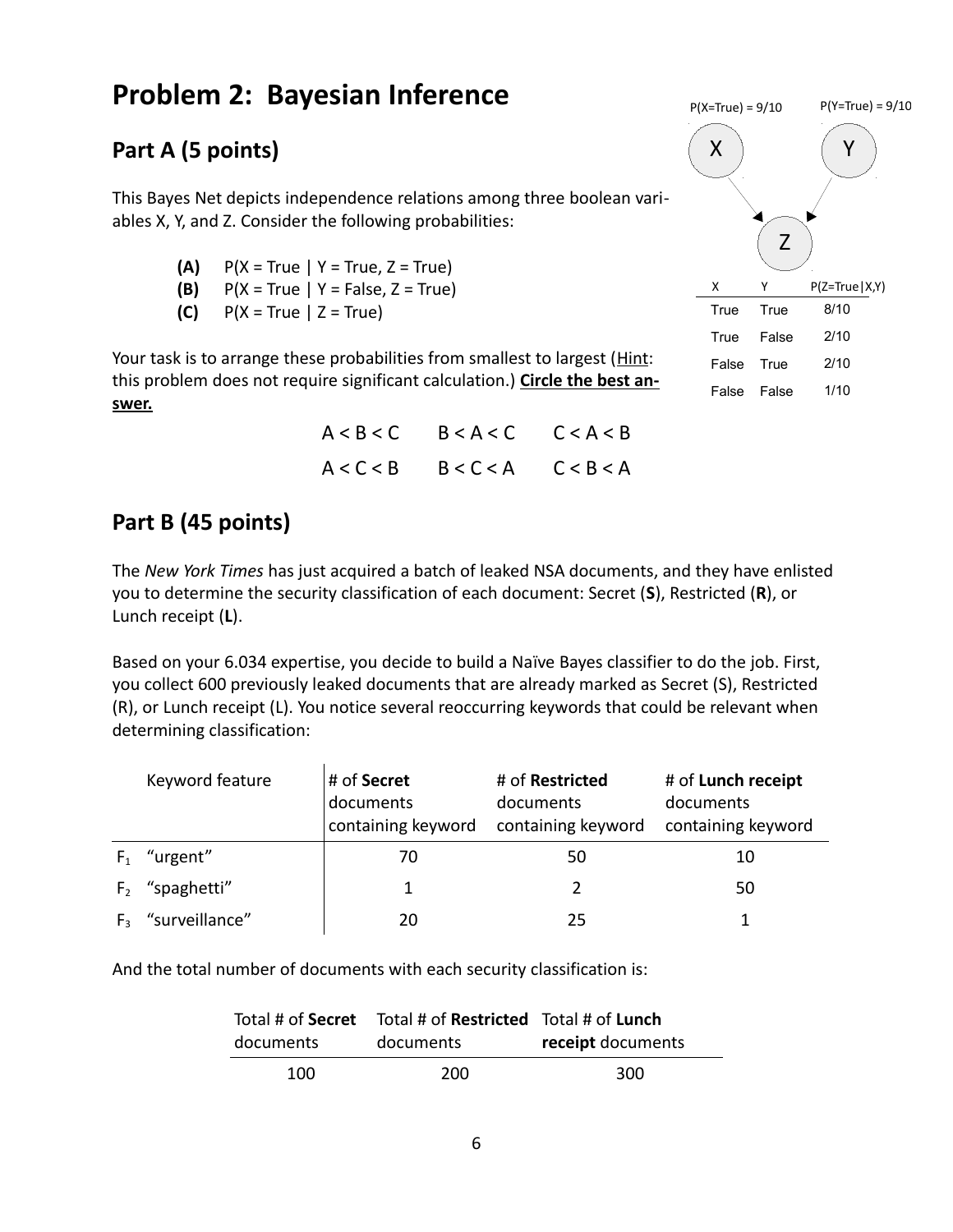# Problem 2: Bayesian Inference

## Part A (5 points)

This Bayes Net depicts independence relations among three boolean variables X, Y, and Z. Consider the following probabilities:

P(X=True) = 9/10

P(Y=True) = 9/10

| X | Y | P(Z=True\|X,Y) |
|---|---|---|
| True | True | 8/10 |
| True | False | 2/10 |
| False | True | 2/10 |
| False | False | 1/10 |

- **(A)** P(X = True | Y = True, Z = True)
- **(B)** P(X = True | Y = False, Z = True)
- **(C)** P(X = True | Z = True)

Your task is to arrange these probabilities from smallest to largest (Hint: this problem does not require significant calculation.) **Circle the best answer.**

A < B < C     B < A < C     C < A < B

A < C < B     B < C < A     C < B < A

## Part B (45 points)

The *New York Times* has just acquired a batch of leaked NSA documents, and they have enlisted you to determine the security classification of each document: Secret (**S**), Restricted (**R**), or Lunch receipt (**L**).

Based on your 6.034 expertise, you decide to build a Naïve Bayes classifier to do the job. First, you collect 600 previously leaked documents that are already marked as Secret (S), Restricted (R), or Lunch receipt (L). You notice several reoccurring keywords that could be relevant when determining classification:

| | Keyword feature | # of **Secret** documents containing keyword | # of **Restricted** documents containing keyword | # of **Lunch receipt** documents containing keyword |
|---|---|---|---|---|
| $F_1$ | "urgent" | 70 | 50 | 10 |
| $F_2$ | "spaghetti" | 1 | 2 | 50 |
| $F_3$ | "surveillance" | 20 | 25 | 1 |

And the total number of documents with each security classification is:

| Total # of **Secret** documents | Total # of **Restricted** documents | Total # of **Lunch receipt** documents |
|---|---|---|
| 100 | 200 | 300 |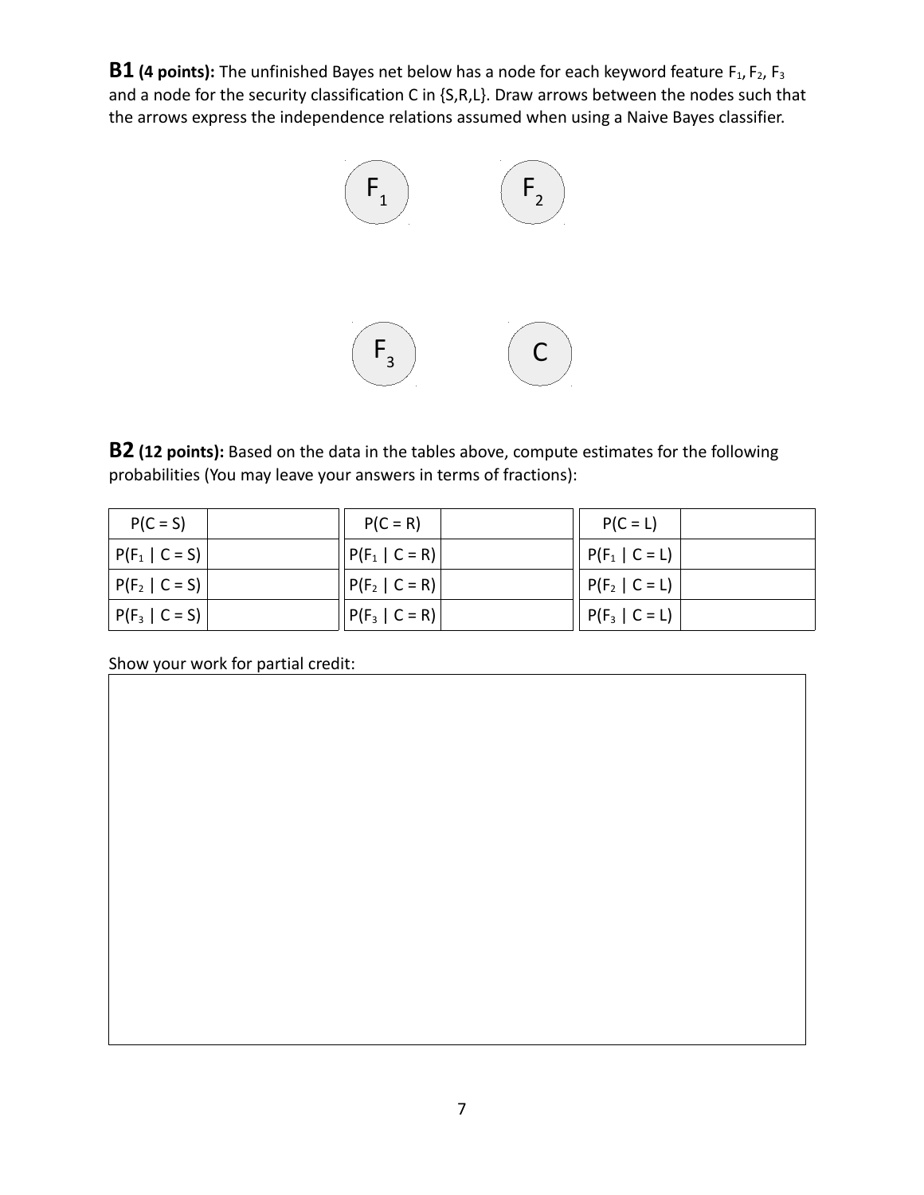**B1 (4 points):** The unfinished Bayes net below has a node for each keyword feature $F_1$, $F_2$, $F_3$ and a node for the security classification C in {S,R,L}. Draw arrows between the nodes such that the arrows express the independence relations assumed when using a Naive Bayes classifier.

$F_1$ $F_2$

$F_3$ C

**B2 (12 points):** Based on the data in the tables above, compute estimates for the following probabilities (You may leave your answers in terms of fractions):

| | | | | | |
|---|---|---|---|---|---|
| $P(C = S)$ | | $P(C = R)$ | | $P(C = L)$ | |
| $P(F_1 \mid C = S)$ | | $P(F_1 \mid C = R)$ | | $P(F_1 \mid C = L)$ | |
| $P(F_2 \mid C = S)$ | | $P(F_2 \mid C = R)$ | | $P(F_2 \mid C = L)$ | |
| $P(F_3 \mid C = S)$ | | $P(F_3 \mid C = R)$ | | $P(F_3 \mid C = L)$ | |

Show your work for partial credit: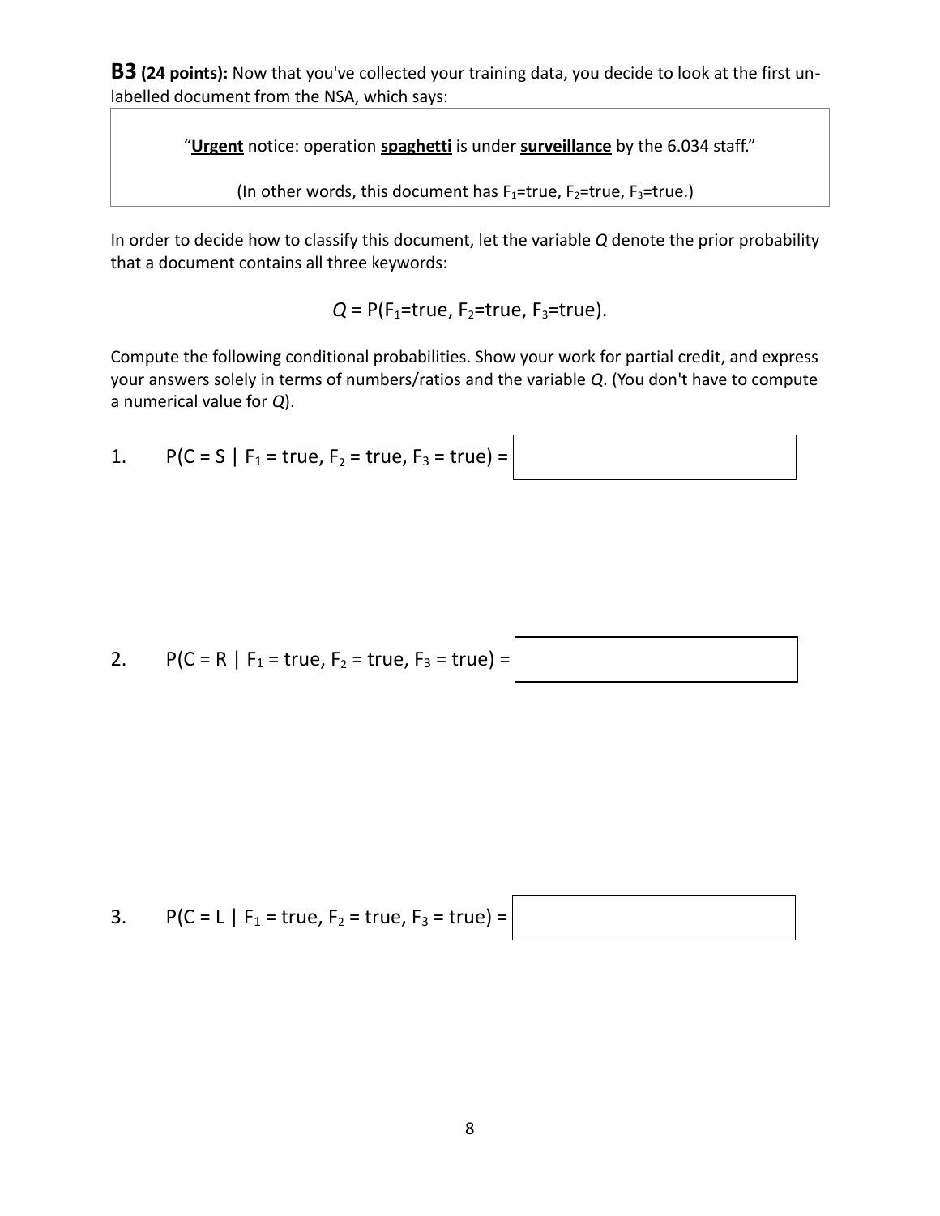**B3 (24 points):** Now that you've collected your training data, you decide to look at the first un-labelled document from the NSA, which says:

> "**Urgent** notice: operation **spaghetti** is under **surveillance** by the 6.034 staff."
>
> (In other words, this document has $F_1$=true, $F_2$=true, $F_3$=true.)

In order to decide how to classify this document, let the variable $Q$ denote the prior probability that a document contains all three keywords:

$$Q = P(F_1=\text{true}, F_2=\text{true}, F_3=\text{true}).$$

Compute the following conditional probabilities. Show your work for partial credit, and express your answers solely in terms of numbers/ratios and the variable $Q$. (You don't have to compute a numerical value for $Q$).

1. $P(C = S \mid F_1 = \text{true}, F_2 = \text{true}, F_3 = \text{true}) =$

2. $P(C = R \mid F_1 = \text{true}, F_2 = \text{true}, F_3 = \text{true}) =$

3. $P(C = L \mid F_1 = \text{true}, F_2 = \text{true}, F_3 = \text{true}) =$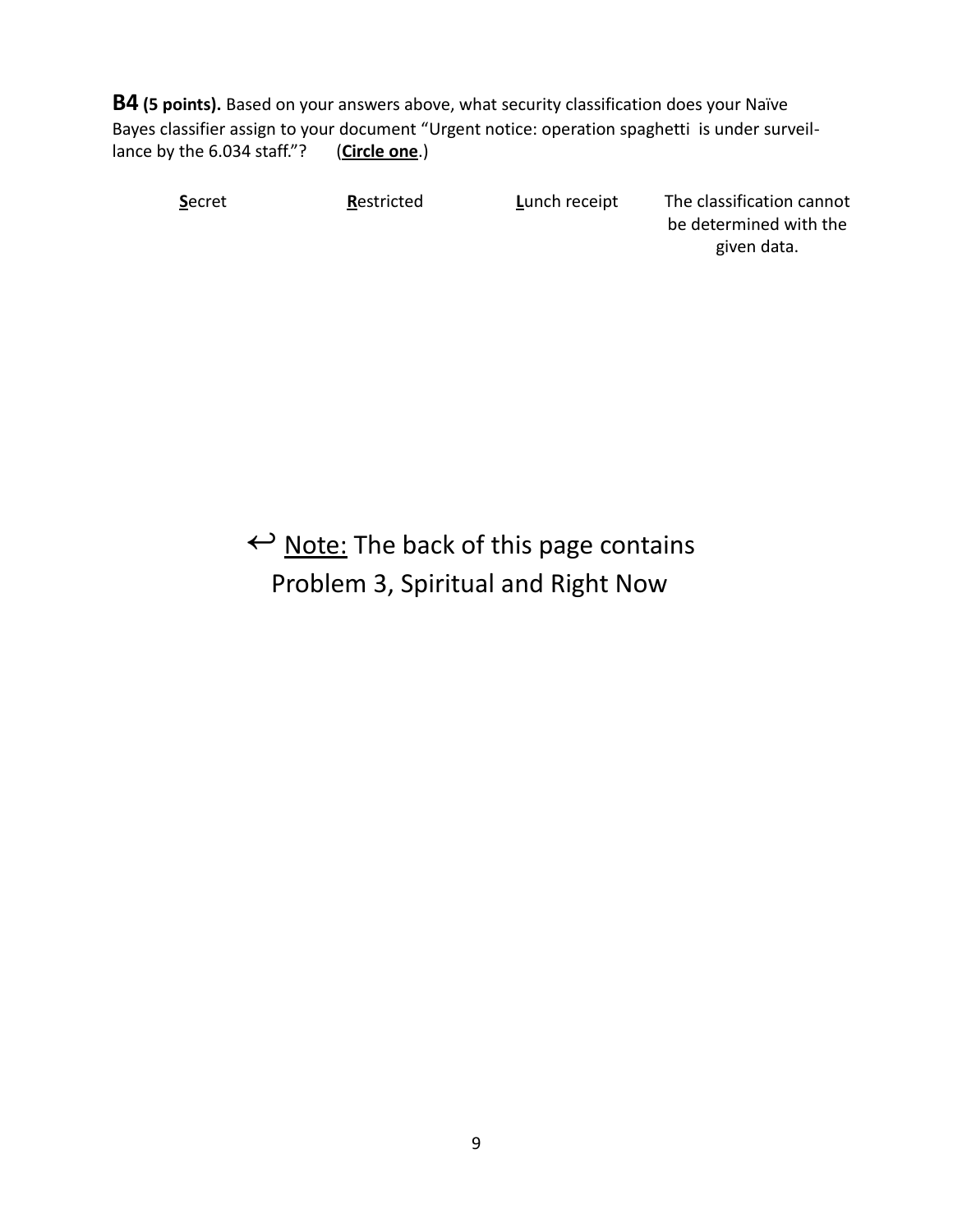**B4 (5 points).** Based on your answers above, what security classification does your Naïve Bayes classifier assign to your document "Urgent notice: operation spaghetti is under surveillance by the 6.034 staff."? (**Circle one**.)

**S**ecret **R**estricted **L**unch receipt The classification cannot be determined with the given data.

↩ Note: The back of this page contains Problem 3, Spiritual and Right Now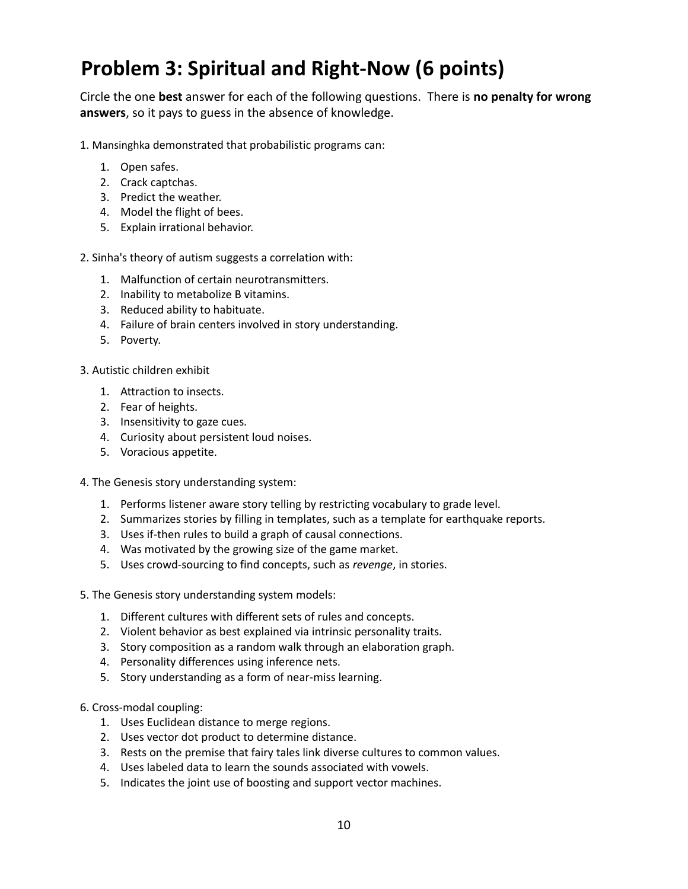# Problem 3: Spiritual and Right-Now (6 points)

Circle the one **best** answer for each of the following questions. There is **no penalty for wrong answers**, so it pays to guess in the absence of knowledge.

1. Mansinghka demonstrated that probabilistic programs can:

    1. Open safes.
    2. Crack captchas.
    3. Predict the weather.
    4. Model the flight of bees.
    5. Explain irrational behavior.

2. Sinha's theory of autism suggests a correlation with:

    1. Malfunction of certain neurotransmitters.
    2. Inability to metabolize B vitamins.
    3. Reduced ability to habituate.
    4. Failure of brain centers involved in story understanding.
    5. Poverty.

3. Autistic children exhibit

    1. Attraction to insects.
    2. Fear of heights.
    3. Insensitivity to gaze cues.
    4. Curiosity about persistent loud noises.
    5. Voracious appetite.

4. The Genesis story understanding system:

    1. Performs listener aware story telling by restricting vocabulary to grade level.
    2. Summarizes stories by filling in templates, such as a template for earthquake reports.
    3. Uses if-then rules to build a graph of causal connections.
    4. Was motivated by the growing size of the game market.
    5. Uses crowd-sourcing to find concepts, such as *revenge*, in stories.

5. The Genesis story understanding system models:

    1. Different cultures with different sets of rules and concepts.
    2. Violent behavior as best explained via intrinsic personality traits.
    3. Story composition as a random walk through an elaboration graph.
    4. Personality differences using inference nets.
    5. Story understanding as a form of near-miss learning.

6. Cross-modal coupling:

    1. Uses Euclidean distance to merge regions.
    2. Uses vector dot product to determine distance.
    3. Rests on the premise that fairy tales link diverse cultures to common values.
    4. Uses labeled data to learn the sounds associated with vowels.
    5. Indicates the joint use of boosting and support vector machines.